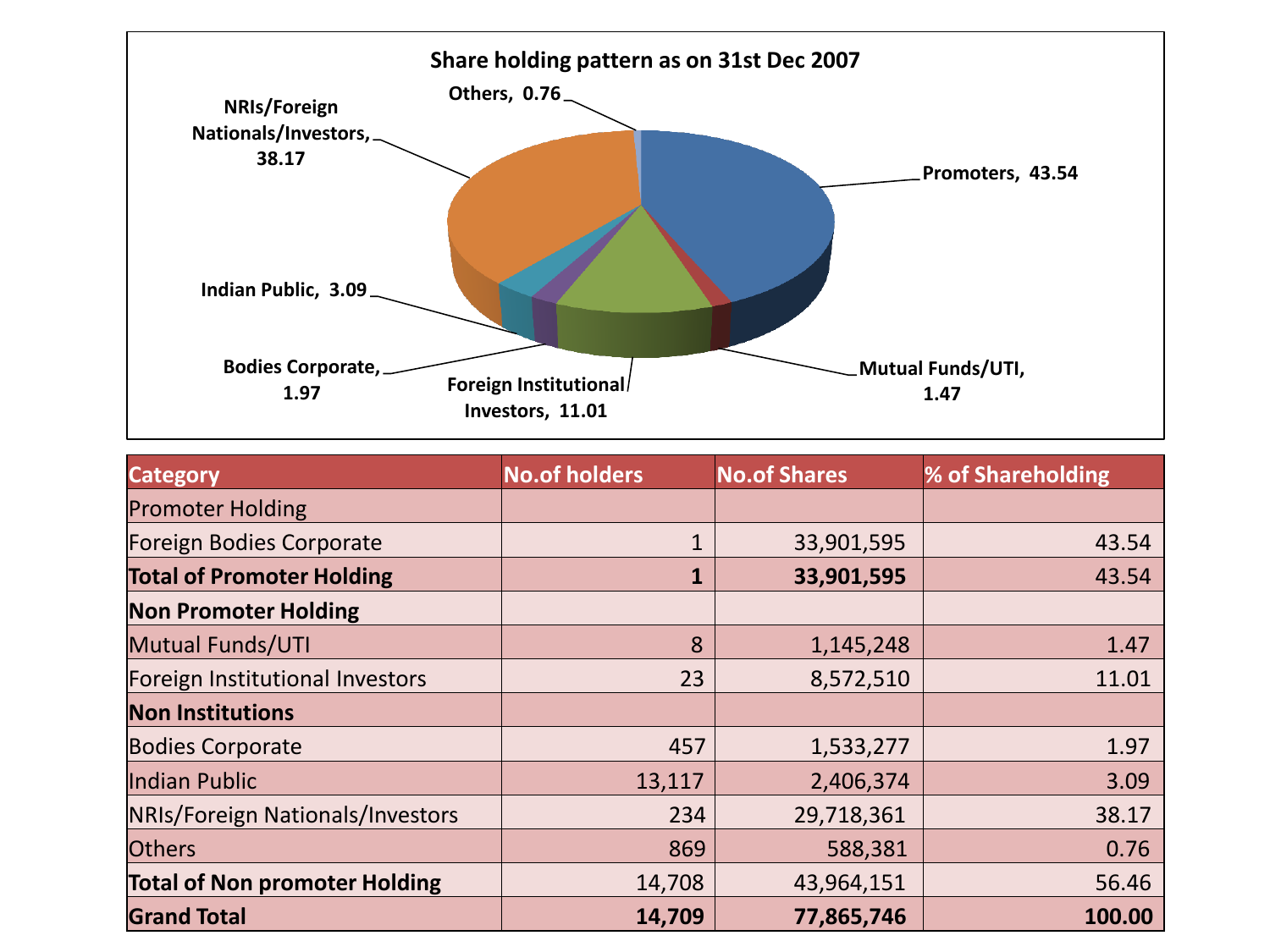**Share holding pattern as on 31st Dec 2007**

Others, 0.76

NRIs/Foreign Nationals/Investors, 38.17

Promoters, 43.54

Indian Public, 3.09

Bodies Corporate, 1.97

Foreign Institutional Investors, 11.01

Mutual Funds/UTI, 1.47

| Category | No.of holders | No.of Shares | % of Shareholding |
|---|---|---|---|
| Promoter Holding | | | |
| Foreign Bodies Corporate | 1 | 33,901,595 | 43.54 |
| **Total of Promoter Holding** | **1** | **33,901,595** | 43.54 |
| **Non Promoter Holding** | | | |
| Mutual Funds/UTI | 8 | 1,145,248 | 1.47 |
| Foreign Institutional Investors | 23 | 8,572,510 | 11.01 |
| **Non Institutions** | | | |
| Bodies Corporate | 457 | 1,533,277 | 1.97 |
| Indian Public | 13,117 | 2,406,374 | 3.09 |
| NRIs/Foreign Nationals/Investors | 234 | 29,718,361 | 38.17 |
| Others | 869 | 588,381 | 0.76 |
| **Total of Non promoter Holding** | 14,708 | 43,964,151 | 56.46 |
| **Grand Total** | **14,709** | **77,865,746** | **100.00** |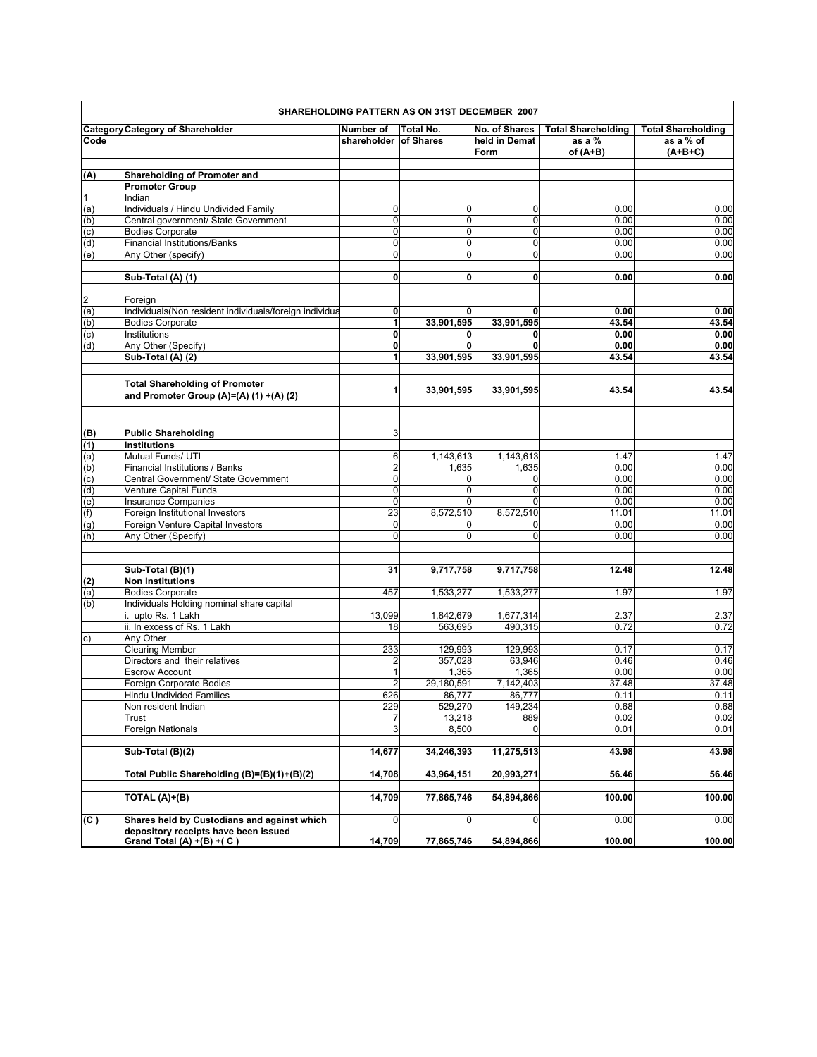| SHAREHOLDING PATTERN AS ON 31ST DECEMBER 2007 | | | | | | |
|---|---|---|---|---|---|---|
| **Category Code** | **Category of Shareholder** | **Number of shareholder** | **Total No. of Shares** | **No. of Shares held in Demat Form** | **Total Shareholding as a % of (A+B)** | **Total Shareholding as a % of (A+B+C)** |
| **(A)** | **Shareholding of Promoter and Promoter Group** | | | | | |
| 1 | Indian | | | | | |
| (a) | Individuals / Hindu Undivided Family | 0 | 0 | 0 | 0.00 | 0.00 |
| (b) | Central government/ State Government | 0 | 0 | 0 | 0.00 | 0.00 |
| (c) | Bodies Corporate | 0 | 0 | 0 | 0.00 | 0.00 |
| (d) | Financial Institutions/Banks | 0 | 0 | 0 | 0.00 | 0.00 |
| (e) | Any Other (specify) | 0 | 0 | 0 | 0.00 | 0.00 |
| | **Sub-Total (A) (1)** | **0** | **0** | **0** | **0.00** | **0.00** |
| 2 | Foreign | | | | | |
| (a) | Individuals(Non resident individuals/foreign individua | **0** | **0** | **0** | **0.00** | **0.00** |
| (b) | Bodies Corporate | **1** | **33,901,595** | **33,901,595** | **43.54** | **43.54** |
| (c) | Institutions | **0** | **0** | **0** | **0.00** | **0.00** |
| (d) | Any Other (Specify) | **0** | **0** | **0** | **0.00** | **0.00** |
| | **Sub-Total (A) (2)** | **1** | **33,901,595** | **33,901,595** | **43.54** | **43.54** |
| | **Total Shareholding of Promoter and Promoter Group (A)=(A) (1) +(A) (2)** | **1** | **33,901,595** | **33,901,595** | **43.54** | **43.54** |
| **(B)** | **Public Shareholding** | 3 | | | | |
| **(1)** | **Institutions** | | | | | |
| (a) | Mutual Funds/ UTI | 6 | 1,143,613 | 1,143,613 | 1.47 | 1.47 |
| (b) | Financial Institutions / Banks | 2 | 1,635 | 1,635 | 0.00 | 0.00 |
| (c) | Central Government/ State Government | 0 | 0 | 0 | 0.00 | 0.00 |
| (d) | Venture Capital Funds | 0 | 0 | 0 | 0.00 | 0.00 |
| (e) | Insurance Companies | 0 | 0 | 0 | 0.00 | 0.00 |
| (f) | Foreign Institutional Investors | 23 | 8,572,510 | 8,572,510 | 11.01 | 11.01 |
| (g) | Foreign Venture Capital Investors | 0 | 0 | 0 | 0.00 | 0.00 |
| (h) | Any Other (Specify) | 0 | 0 | 0 | 0.00 | 0.00 |
| | **Sub-Total (B)(1)** | **31** | **9,717,758** | **9,717,758** | **12.48** | **12.48** |
| **(2)** | **Non Institutions** | | | | | |
| (a) | Bodies Corporate | 457 | 1,533,277 | 1,533,277 | 1.97 | 1.97 |
| (b) | Individuals Holding nominal share capital | | | | | |
| | i. upto Rs. 1 Lakh | 13,099 | 1,842,679 | 1,677,314 | 2.37 | 2.37 |
| | ii. In excess of Rs. 1 Lakh | 18 | 563,695 | 490,315 | 0.72 | 0.72 |
| c) | Any Other | | | | | |
| | Clearing Member | 233 | 129,993 | 129,993 | 0.17 | 0.17 |
| | Directors and their relatives | 2 | 357,028 | 63,946 | 0.46 | 0.46 |
| | Escrow Account | 1 | 1,365 | 1,365 | 0.00 | 0.00 |
| | Foreign Corporate Bodies | 2 | 29,180,591 | 7,142,403 | 37.48 | 37.48 |
| | Hindu Undivided Families | 626 | 86,777 | 86,777 | 0.11 | 0.11 |
| | Non resident Indian | 229 | 529,270 | 149,234 | 0.68 | 0.68 |
| | Trust | 7 | 13,218 | 889 | 0.02 | 0.02 |
| | Foreign Nationals | 3 | 8,500 | 0 | 0.01 | 0.01 |
| | **Sub-Total (B)(2)** | **14,677** | **34,246,393** | **11,275,513** | **43.98** | **43.98** |
| | **Total Public Shareholding (B)=(B)(1)+(B)(2)** | **14,708** | **43,964,151** | **20,993,271** | **56.46** | **56.46** |
| | **TOTAL (A)+(B)** | **14,709** | **77,865,746** | **54,894,866** | **100.00** | **100.00** |
| **(C )** | **Shares held by Custodians and against which depository receipts have been issued** | 0 | 0 | 0 | 0.00 | 0.00 |
| | **Grand Total (A) +(B) +( C )** | **14,709** | **77,865,746** | **54,894,866** | **100.00** | **100.00** |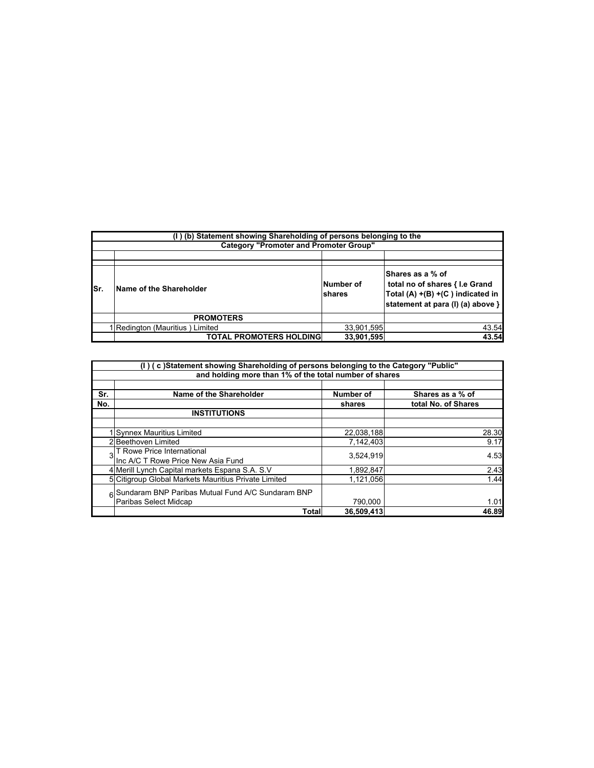| (I ) (b) Statement showing Shareholding of persons belonging to the Category "Promoter and Promoter Group" | | | |
|---|---|---|---|
| Sr. | Name of the Shareholder | Number of shares | Shares as a % of total no of shares { I.e Grand Total (A) +(B) +(C ) indicated in statement at para (I) (a) above } |
| | **PROMOTERS** | | |
| 1 | Redington (Mauritius ) Limited | 33,901,595 | 43.54 |
| | **TOTAL PROMOTERS HOLDING** | **33,901,595** | **43.54** |

| (I ) ( c )Statement showing Shareholding of persons belonging to the Category "Public" and holding more than 1% of the total number of shares | | | |
|---|---|---|---|
| Sr. No. | Name of the Shareholder | Number of shares | Shares as a % of total No. of Shares |
| | **INSTITUTIONS** | | |
| 1 | Synnex Mauritius Limited | 22,038,188 | 28.30 |
| 2 | Beethoven Limited | 7,142,403 | 9.17 |
| 3 | T Rowe Price International Inc A/C T Rowe Price New Asia Fund | 3,524,919 | 4.53 |
| 4 | Merill Lynch Capital markets Espana S.A. S.V | 1,892,847 | 2.43 |
| 5 | Citigroup Global Markets Mauritius Private Limited | 1,121,056 | 1.44 |
| 6 | Sundaram BNP Paribas Mutual Fund A/C Sundaram BNP Paribas Select Midcap | 790,000 | 1.01 |
| | **Total** | **36,509,413** | **46.89** |